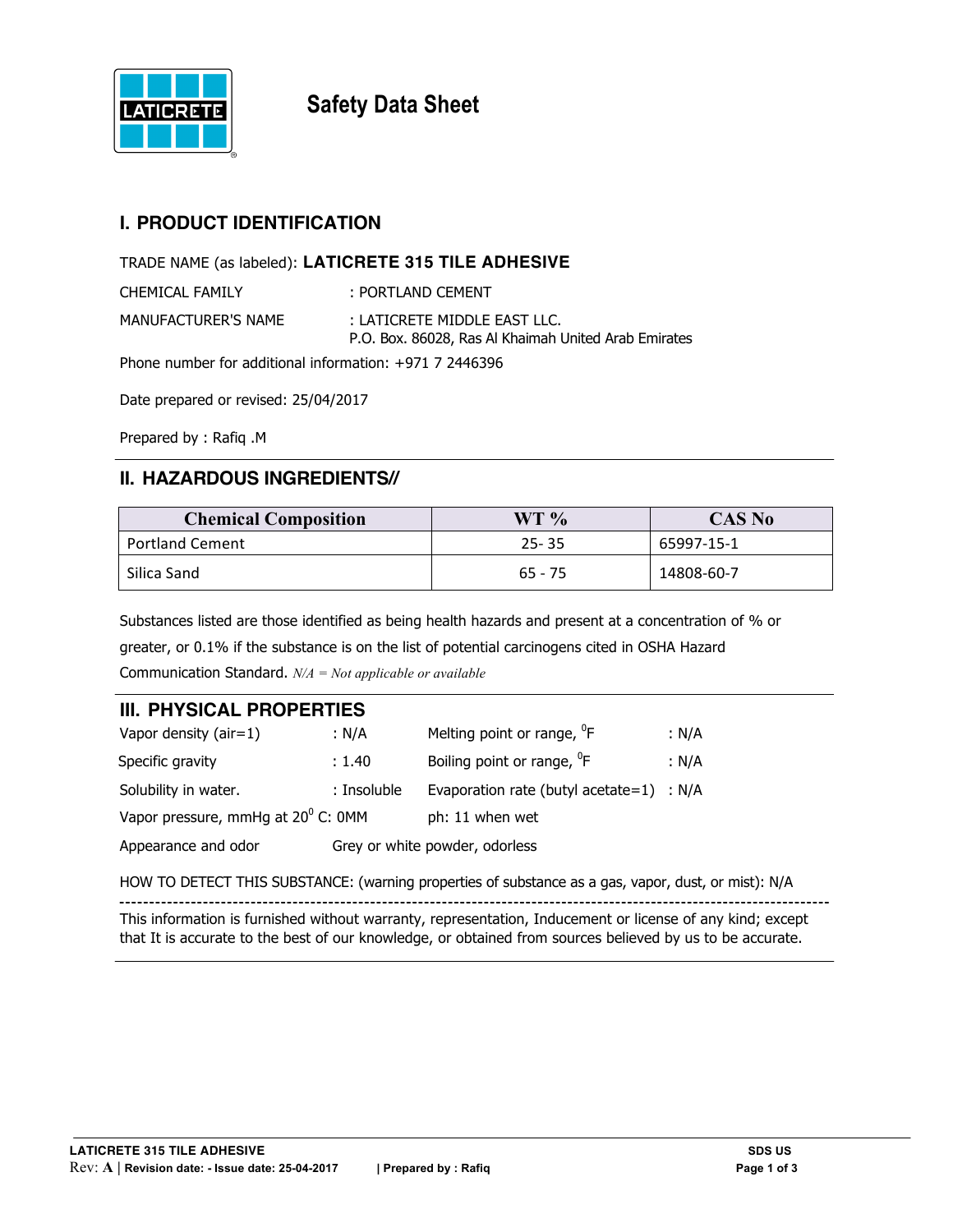# Safety Data Sheet

## I. PRODUCT IDENTIFICATION

TRADE NAME (as labeled): **LATICRETE 315 TILE ADHESIVE**

CHEMICAL FAMILY : PORTLAND CEMENT

MANUFACTURER'S NAME : LATICRETE MIDDLE EAST LLC.
P.O. Box. 86028, Ras Al Khaimah United Arab Emirates

Phone number for additional information: +971 7 2446396

Date prepared or revised: 25/04/2017

Prepared by : Rafiq .M

## II. HAZARDOUS INGREDIENTS//

| Chemical Composition | WT % | CAS No |
| --- | --- | --- |
| Portland Cement | 25- 35 | 65997-15-1 |
| Silica Sand | 65 - 75 | 14808-60-7 |

Substances listed are those identified as being health hazards and present at a concentration of % or greater, or 0.1% if the substance is on the list of potential carcinogens cited in OSHA Hazard Communication Standard. *N/A = Not applicable or available*

## III. PHYSICAL PROPERTIES

Vapor density (air=1) : N/A

Melting point or range, $^0$F : N/A

Specific gravity : 1.40

Boiling point or range, $^0$F : N/A

Solubility in water. : Insoluble

Evaporation rate (butyl acetate=1) : N/A

Vapor pressure, mmHg at 20$^0$ C: 0MM

ph: 11 when wet

Appearance and odor Grey or white powder, odorless

HOW TO DETECT THIS SUBSTANCE: (warning properties of substance as a gas, vapor, dust, or mist): N/A

---

This information is furnished without warranty, representation, Inducement or license of any kind; except that It is accurate to the best of our knowledge, or obtained from sources believed by us to be accurate.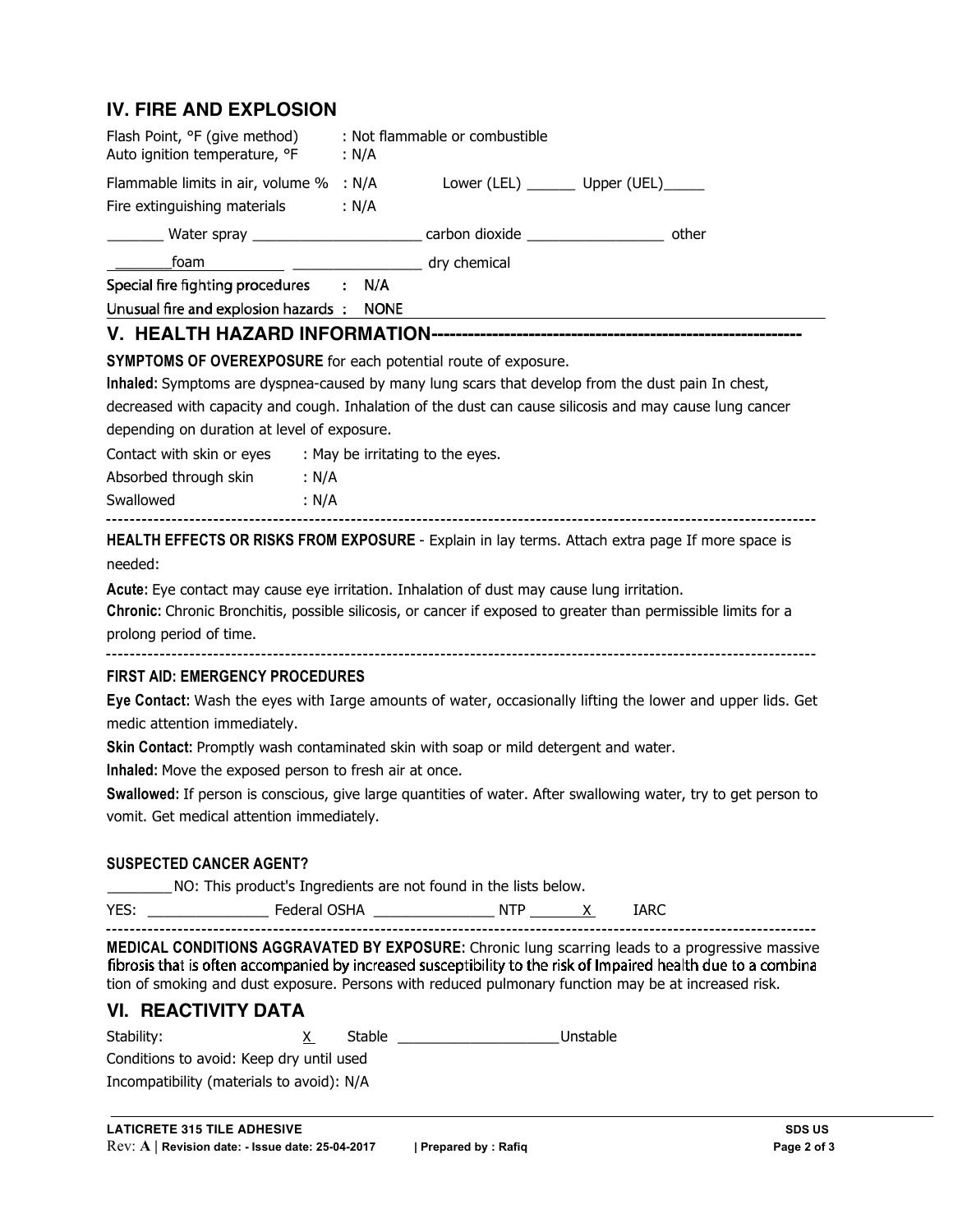## IV. FIRE AND EXPLOSION

Flash Point, °F (give method) : Not flammable or combustible
Auto ignition temperature, °F : N/A

Flammable limits in air, volume % : N/A Lower (LEL) ______ Upper (UEL)_____
Fire extinguishing materials : N/A

_______ Water spray _____________________ carbon dioxide _________________ other

_______foam _________________ dry chemical

Special fire fighting procedures : N/A

Unusual fire and explosion hazards : NONE

## V. HEALTH HAZARD INFORMATION

**SYMPTOMS OF OVEREXPOSURE** for each potential route of exposure.

**Inhaled**: Symptoms are dyspnea-caused by many lung scars that develop from the dust pain In chest, decreased with capacity and cough. Inhalation of the dust can cause silicosis and may cause lung cancer depending on duration at level of exposure.

Contact with skin or eyes : May be irritating to the eyes.
Absorbed through skin : N/A
Swallowed : N/A

---

**HEALTH EFFECTS OR RISKS FROM EXPOSURE** - Explain in lay terms. Attach extra page If more space is needed:

**Acute**: Eye contact may cause eye irritation. Inhalation of dust may cause lung irritation.
**Chronic**: Chronic Bronchitis, possible silicosis, or cancer if exposed to greater than permissible limits for a prolong period of time.

---

**FIRST AID: EMERGENCY PROCEDURES**

**Eye Contact**: Wash the eyes with Iarge amounts of water, occasionally lifting the lower and upper lids. Get medic attention immediately.

**Skin Contact**: Promptly wash contaminated skin with soap or mild detergent and water.

**Inhaled**: Move the exposed person to fresh air at once.

**Swallowed**: If person is conscious, give large quantities of water. After swallowing water, try to get person to vomit. Get medical attention immediately.

**SUSPECTED CANCER AGENT?**

________NO: This product's Ingredients are not found in the lists below.

YES: _______________ Federal OSHA _______________ NTP ___X___ IARC

---

**MEDICAL CONDITIONS AGGRAVATED BY EXPOSURE:** Chronic lung scarring leads to a progressive massive fibrosis that is often accompanied by increased susceptibility to the risk of Impaired health due to a combination of smoking and dust exposure. Persons with reduced pulmonary function may be at increased risk.

## VI. REACTIVITY DATA

Stability: X Stable ____________________Unstable

Conditions to avoid: Keep dry until used

Incompatibility (materials to avoid): N/A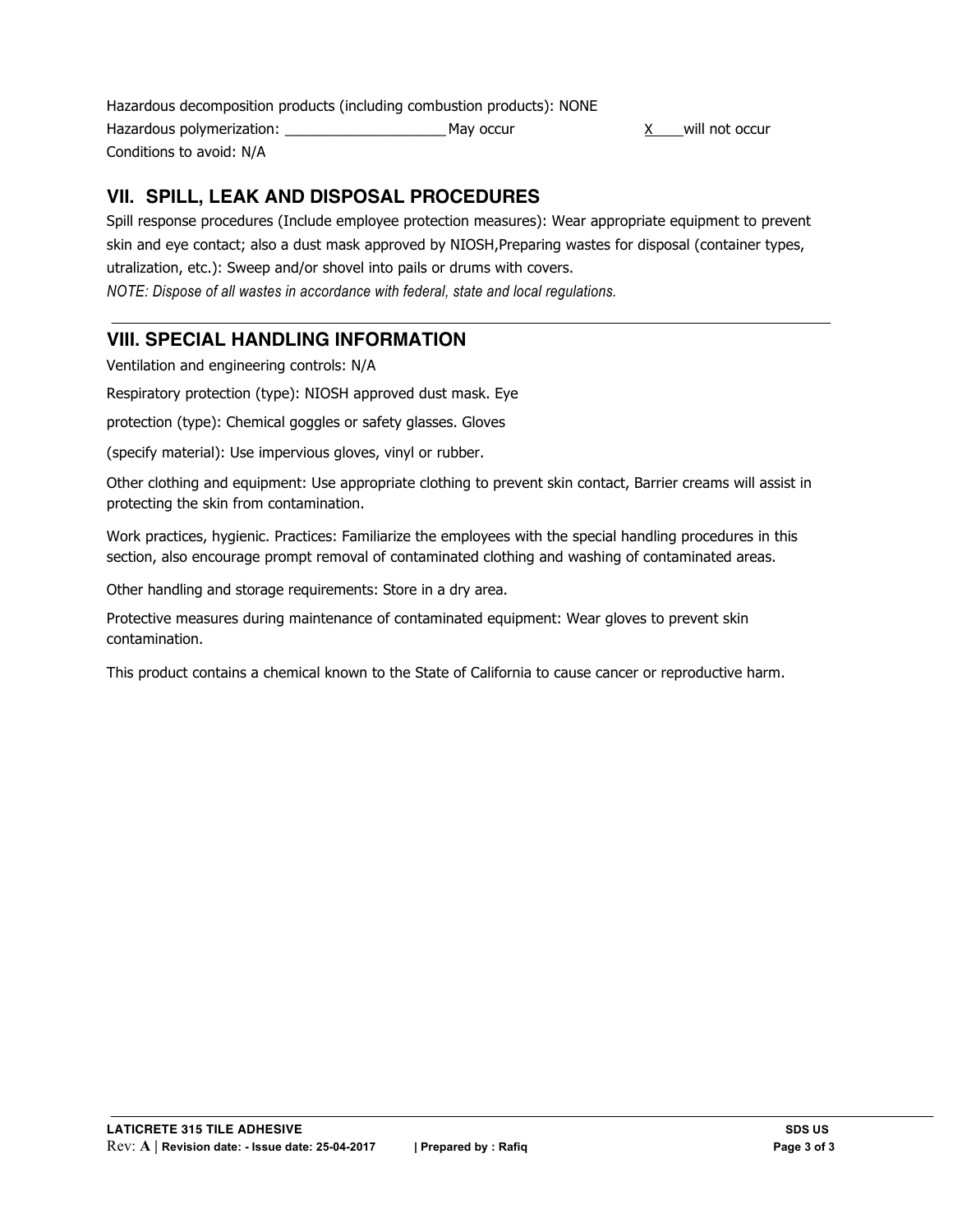Hazardous decomposition products (including combustion products): NONE

Hazardous polymerization: ____________________ May occur X____will not occur

Conditions to avoid: N/A

## VII. SPILL, LEAK AND DISPOSAL PROCEDURES

Spill response procedures (Include employee protection measures): Wear appropriate equipment to prevent skin and eye contact; also a dust mask approved by NIOSH,Preparing wastes for disposal (container types, utralization, etc.): Sweep and/or shovel into pails or drums with covers.

*NOTE: Dispose of all wastes in accordance with federal, state and local regulations.*

---

## VIII. SPECIAL HANDLING INFORMATION

Ventilation and engineering controls: N/A

Respiratory protection (type): NIOSH approved dust mask. Eye

protection (type): Chemical goggles or safety glasses. Gloves

(specify material): Use impervious gloves, vinyl or rubber.

Other clothing and equipment: Use appropriate clothing to prevent skin contact, Barrier creams will assist in protecting the skin from contamination.

Work practices, hygienic. Practices: Familiarize the employees with the special handling procedures in this section, also encourage prompt removal of contaminated clothing and washing of contaminated areas.

Other handling and storage requirements: Store in a dry area.

Protective measures during maintenance of contaminated equipment: Wear gloves to prevent skin contamination.

This product contains a chemical known to the State of California to cause cancer or reproductive harm.